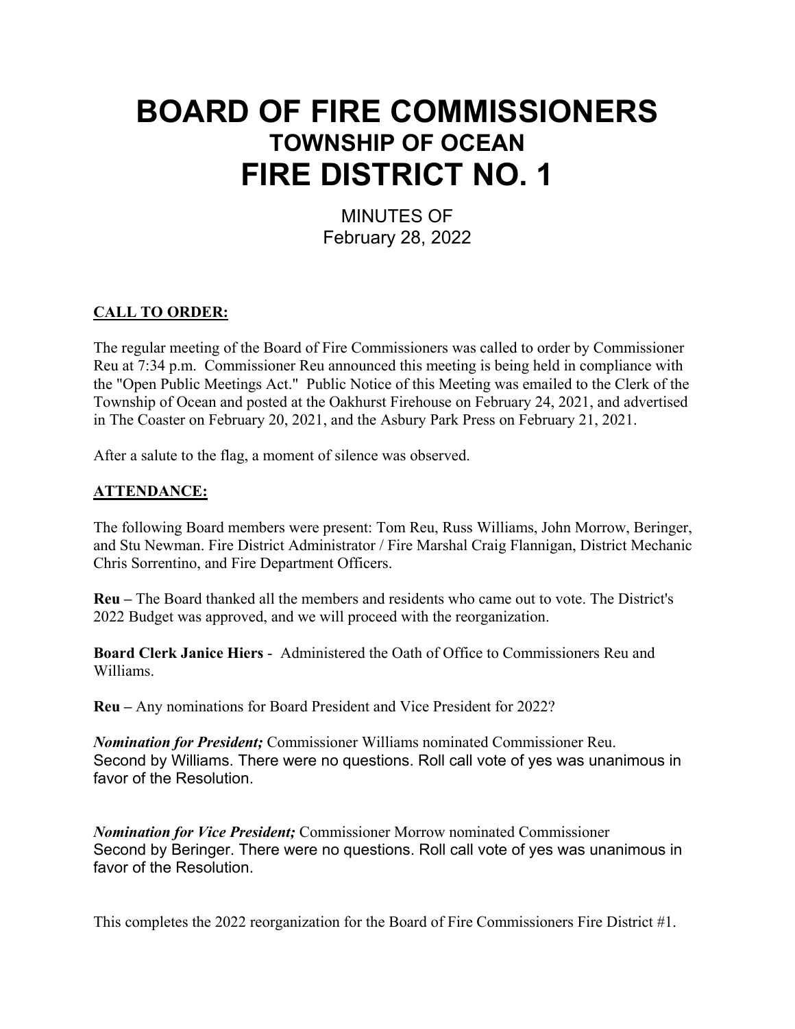# BOARD OF FIRE COMMISSIONERS
## TOWNSHIP OF OCEAN
# FIRE DISTRICT NO. 1

MINUTES OF
February 28, 2022

**CALL TO ORDER:**

The regular meeting of the Board of Fire Commissioners was called to order by Commissioner Reu at 7:34 p.m. Commissioner Reu announced this meeting is being held in compliance with the "Open Public Meetings Act." Public Notice of this Meeting was emailed to the Clerk of the Township of Ocean and posted at the Oakhurst Firehouse on February 24, 2021, and advertised in The Coaster on February 20, 2021, and the Asbury Park Press on February 21, 2021.

After a salute to the flag, a moment of silence was observed.

**ATTENDANCE:**

The following Board members were present: Tom Reu, Russ Williams, John Morrow, Beringer, and Stu Newman. Fire District Administrator / Fire Marshal Craig Flannigan, District Mechanic Chris Sorrentino, and Fire Department Officers.

**Reu –** The Board thanked all the members and residents who came out to vote. The District's 2022 Budget was approved, and we will proceed with the reorganization.

**Board Clerk Janice Hiers** - Administered the Oath of Office to Commissioners Reu and Williams.

**Reu –** Any nominations for Board President and Vice President for 2022?

***Nomination for President;*** Commissioner Williams nominated Commissioner Reu. Second by Williams. There were no questions. Roll call vote of yes was unanimous in favor of the Resolution.

***Nomination for Vice President;*** Commissioner Morrow nominated Commissioner Second by Beringer. There were no questions. Roll call vote of yes was unanimous in favor of the Resolution.

This completes the 2022 reorganization for the Board of Fire Commissioners Fire District #1.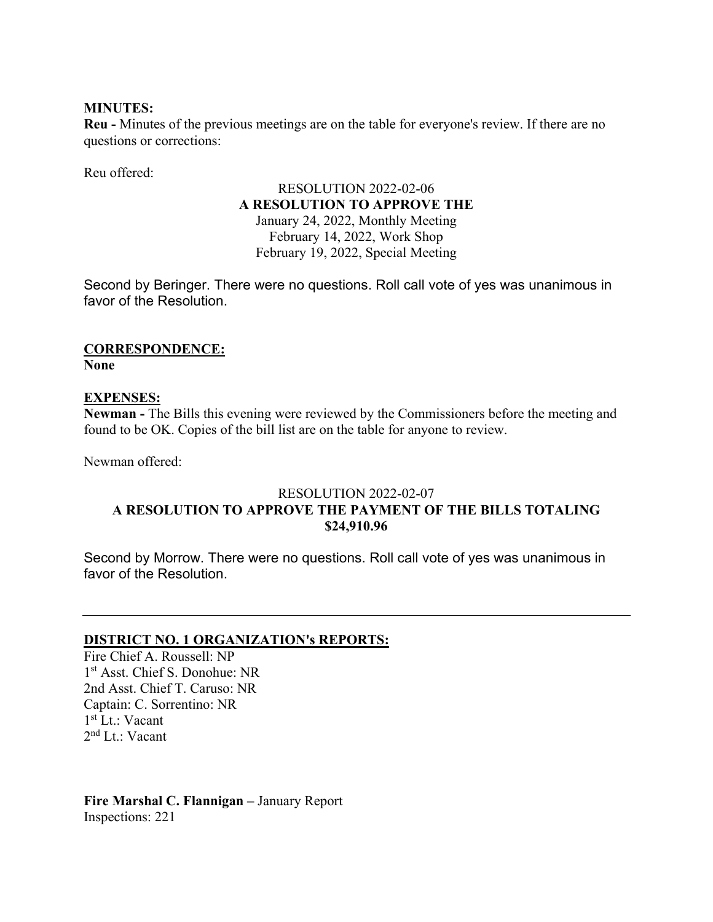**MINUTES:**
**Reu -** Minutes of the previous meetings are on the table for everyone's review. If there are no questions or corrections:

Reu offered:

RESOLUTION 2022-02-06
**A RESOLUTION TO APPROVE THE**
January 24, 2022, Monthly Meeting
February 14, 2022, Work Shop
February 19, 2022, Special Meeting

Second by Beringer. There were no questions. Roll call vote of yes was unanimous in favor of the Resolution.

**CORRESPONDENCE:**
**None**

**EXPENSES:**
**Newman -** The Bills this evening were reviewed by the Commissioners before the meeting and found to be OK. Copies of the bill list are on the table for anyone to review.

Newman offered:

RESOLUTION 2022-02-07
**A RESOLUTION TO APPROVE THE PAYMENT OF THE BILLS TOTALING $24,910.96**

Second by Morrow. There were no questions. Roll call vote of yes was unanimous in favor of the Resolution.

---

**DISTRICT NO. 1 ORGANIZATION's REPORTS:**
Fire Chief A. Roussell: NP
1st Asst. Chief S. Donohue: NR
2nd Asst. Chief T. Caruso: NR
Captain: C. Sorrentino: NR
1st Lt.: Vacant
2nd Lt.: Vacant

**Fire Marshal C. Flannigan –** January Report
Inspections: 221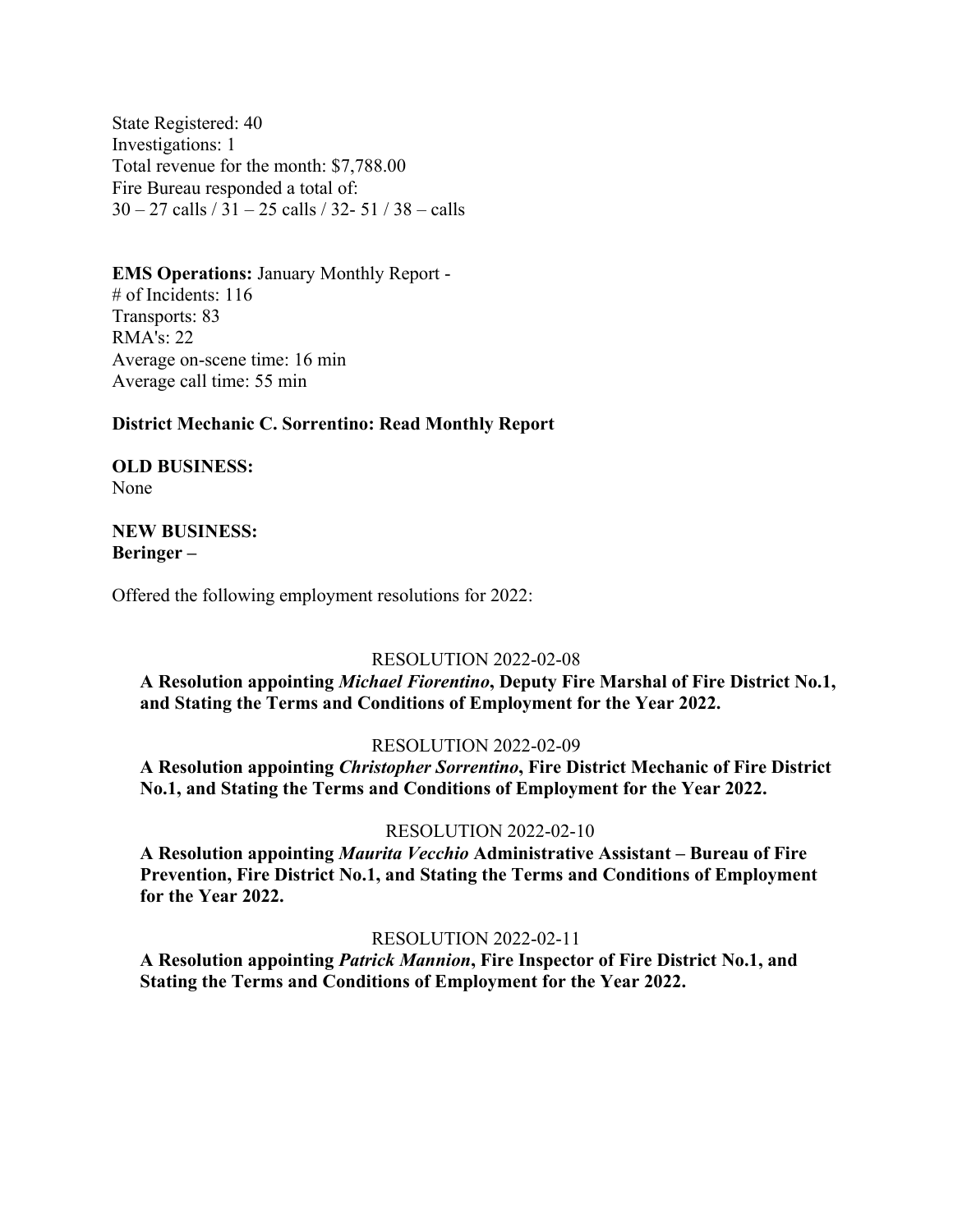State Registered: 40
Investigations: 1
Total revenue for the month: $7,788.00
Fire Bureau responded a total of:
30 – 27 calls / 31 – 25 calls / 32- 51 / 38 – calls

**EMS Operations:** January Monthly Report -
# of Incidents: 116
Transports: 83
RMA's: 22
Average on-scene time: 16 min
Average call time: 55 min

**District Mechanic C. Sorrentino: Read Monthly Report**

**OLD BUSINESS:**
None

**NEW BUSINESS:**
**Beringer –**

Offered the following employment resolutions for 2022:

RESOLUTION 2022-02-08

**A Resolution appointing *Michael Fiorentino*, Deputy Fire Marshal of Fire District No.1, and Stating the Terms and Conditions of Employment for the Year 2022.**

RESOLUTION 2022-02-09

**A Resolution appointing *Christopher Sorrentino*, Fire District Mechanic of Fire District No.1, and Stating the Terms and Conditions of Employment for the Year 2022.**

RESOLUTION 2022-02-10

**A Resolution appointing *Maurita Vecchio* Administrative Assistant – Bureau of Fire Prevention, Fire District No.1, and Stating the Terms and Conditions of Employment for the Year 2022.**

RESOLUTION 2022-02-11

**A Resolution appointing *Patrick Mannion*, Fire Inspector of Fire District No.1, and Stating the Terms and Conditions of Employment for the Year 2022.**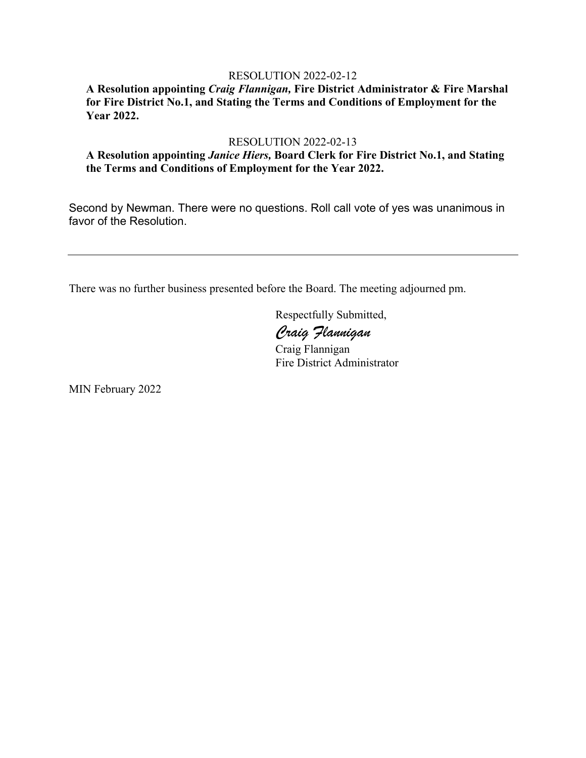RESOLUTION 2022-02-12

**A Resolution appointing *Craig Flannigan,* Fire District Administrator & Fire Marshal for Fire District No.1, and Stating the Terms and Conditions of Employment for the Year 2022.**

RESOLUTION 2022-02-13

**A Resolution appointing *Janice Hiers,* Board Clerk for Fire District No.1, and Stating the Terms and Conditions of Employment for the Year 2022.**

Second by Newman. There were no questions. Roll call vote of yes was unanimous in favor of the Resolution.

---

There was no further business presented before the Board. The meeting adjourned pm.

Respectfully Submitted,

*Craig Flannigan*

Craig Flannigan
Fire District Administrator

MIN February 2022